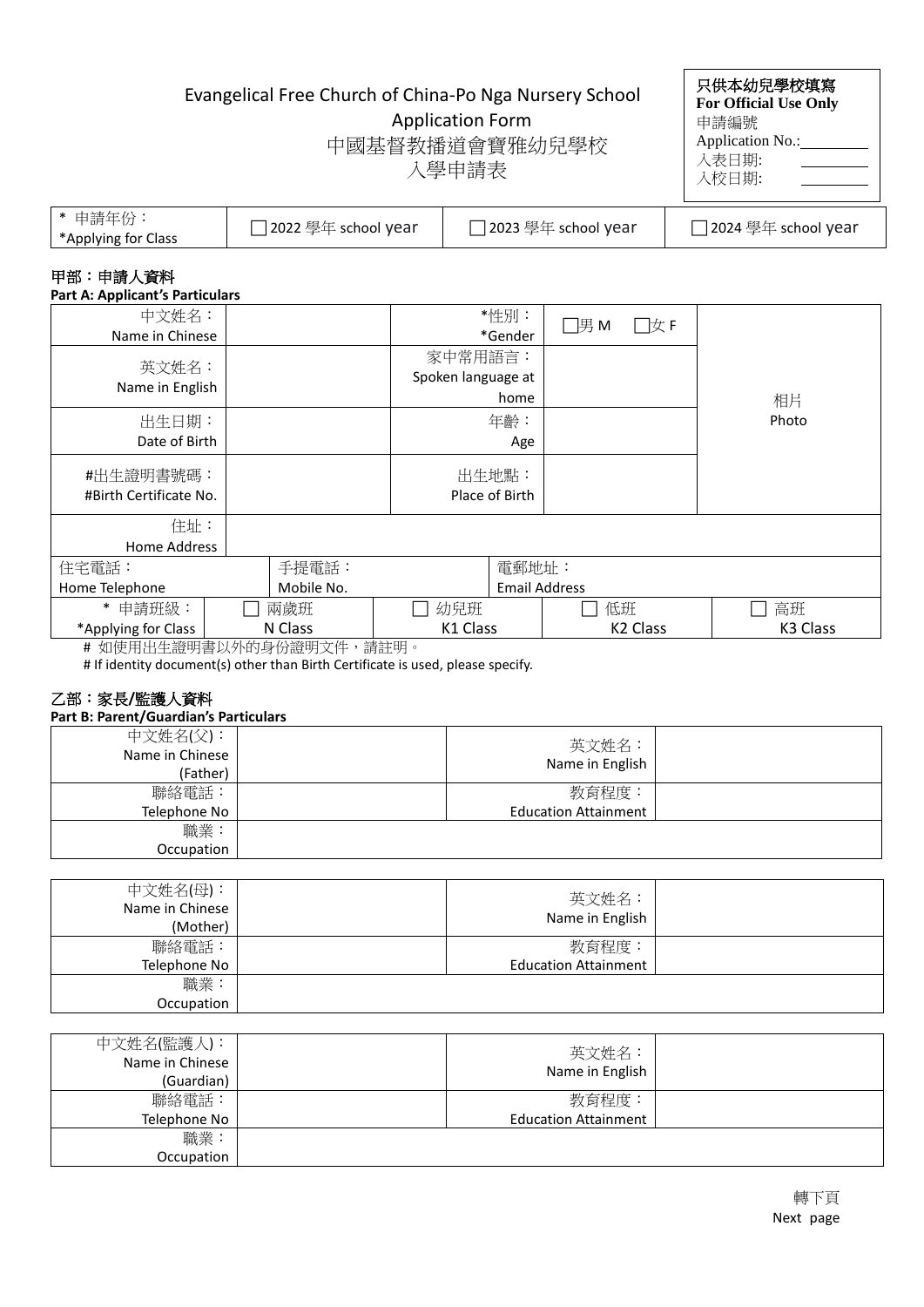Evangelical Free Church of China-Po Nga Nursery School

Application Form

中國基督教播道會寶雅幼兒學校

入學申請表

| 只供本幼兒學校填寫 For Official Use Only |
|---|
| 申請編號 Application No.: |
| 入表日期: |
| 入校日期: |

| * 申請年份：*Applying for Class | ☐ 2022 學年 school year | ☐ 2023 學年 school year | ☐ 2024 學年 school year |
|---|---|---|---|

## 甲部：申請人資料

**Part A: Applicant's Particulars**

| 中文姓名：Name in Chinese | | *性別：*Gender | ☐男 M ☐女 F | 相片 Photo |
|---|---|---|---|---|
| 英文姓名：Name in English | | 家中常用語言：Spoken language at home | | |
| 出生日期：Date of Birth | | 年齡：Age | | |
| #出生證明書號碼：#Birth Certificate No. | | 出生地點：Place of Birth | | |
| 住址：Home Address | | | | |
| 住宅電話：Home Telephone | 手提電話：Mobile No. | 電郵地址：Email Address | | |
| * 申請班級：*Applying for Class | ☐ 兩歲班 N Class | ☐ 幼兒班 K1 Class | ☐ 低班 K2 Class | ☐ 高班 K3 Class |

# 如使用出生證明書以外的身份證明文件，請註明。

# If identity document(s) other than Birth Certificate is used, please specify.

## 乙部：家長/監護人資料

**Part B: Parent/Guardian's Particulars**

| 中文姓名(父)：Name in Chinese (Father) | | 英文姓名：Name in English | |
|---|---|---|---|
| 聯絡電話：Telephone No | | 教育程度：Education Attainment | |
| 職業：Occupation | | | |

| 中文姓名(母)：Name in Chinese (Mother) | | 英文姓名：Name in English | |
|---|---|---|---|
| 聯絡電話：Telephone No | | 教育程度：Education Attainment | |
| 職業：Occupation | | | |

| 中文姓名(監護人)：Name in Chinese (Guardian) | | 英文姓名：Name in English | |
|---|---|---|---|
| 聯絡電話：Telephone No | | 教育程度：Education Attainment | |
| 職業：Occupation | | | |

轉下頁

Next page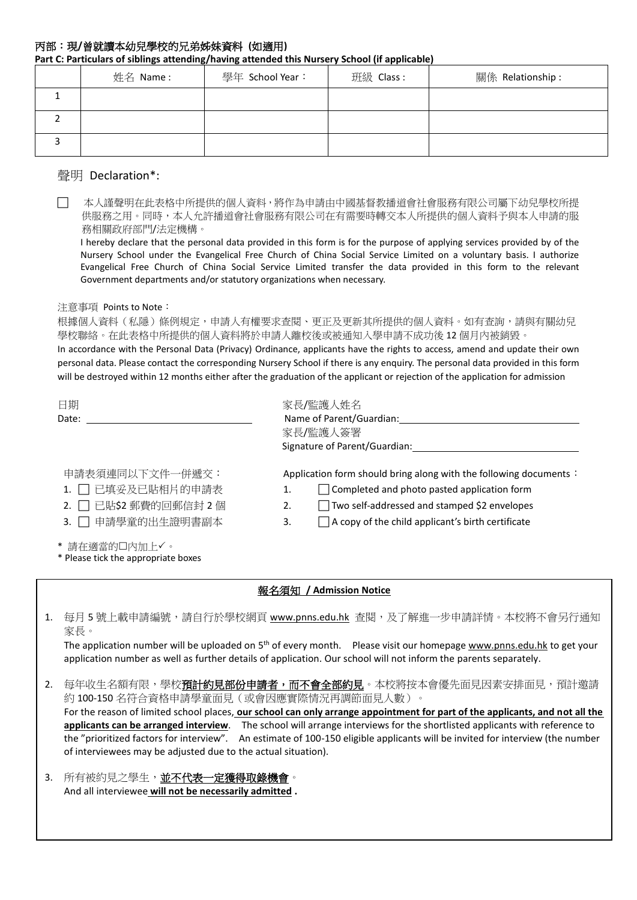**丙部：現/曾就讀本幼兒學校的兄弟姊妹資料 (如適用)**

**Part C: Particulars of siblings attending/having attended this Nursery School (if applicable)**

| | 姓名 Name : | 學年 School Year： | 班級 Class : | 關係 Relationship : |
|---|---|---|---|---|
| 1 | | | | |
| 2 | | | | |
| 3 | | | | |

聲明 Declaration*:

☐ 本人謹聲明在此表格中所提供的個人資料，將作為申請由中國基督教播道會社會服務有限公司屬下幼兒學校所提供服務之用。同時，本人允許播道會社會服務有限公司在有需要時轉交本人所提供的個人資料予與本人申請的服務相關政府部門/法定機構。

I hereby declare that the personal data provided in this form is for the purpose of applying services provided by of the Nursery School under the Evangelical Free Church of China Social Service Limited on a voluntary basis. I authorize Evangelical Free Church of China Social Service Limited transfer the data provided in this form to the relevant Government departments and/or statutory organizations when necessary.

注意事項 Points to Note：

根據個人資料（私隱）條例規定，申請人有權要求查閱、更正及更新其所提供的個人資料。如有查詢，請與有關幼兒學校聯絡。在此表格中所提供的個人資料將於申請人離校後或被通知入學申請不成功後 12 個月內被銷毀。

In accordance with the Personal Data (Privacy) Ordinance, applicants have the rights to access, amend and update their own personal data. Please contact the corresponding Nursery School if there is any enquiry. The personal data provided in this form will be destroyed within 12 months either after the graduation of the applicant or rejection of the application for admission

日期
Date: ____________________

家長/監護人姓名
Name of Parent/Guardian: ____________________

家長/監護人簽署
Signature of Parent/Guardian: ____________________

申請表須連同以下文件一併遞交：

1. ☐ 已填妥及已貼相片的申請表
2. ☐ 已貼$2 郵費的回郵信封 2 個
3. ☐ 申請學童的出生證明書副本

Application form should bring along with the following documents：

1. ☐ Completed and photo pasted application form
2. ☐ Two self-addressed and stamped $2 envelopes
3. ☐ A copy of the child applicant's birth certificate

* 請在適當的☐內加上✓。
* Please tick the appropriate boxes

**報名須知 / Admission Notice**

1. 每月 5 號上載申請編號，請自行於學校網頁 www.pnns.edu.hk 查閱，及了解進一步申請詳情。本校將不會另行通知家長。
   The application number will be uploaded on 5th of every month. Please visit our homepage www.pnns.edu.hk to get your application number as well as further details of application. Our school will not inform the parents separately.

2. 每年收生名額有限，學校**預計約見部份申請者，而不會全部約見**。本校將按本會優先面見因素安排面見，預計邀請約 100-150 名符合資格申請學童面見（或會因應實際情況再調節面見人數）。
   For the reason of limited school places, **our school can only arrange appointment for part of the applicants, and not all the applicants can be arranged interview**. The school will arrange interviews for the shortlisted applicants with reference to the "prioritized factors for interview". An estimate of 100-150 eligible applicants will be invited for interview (the number of interviewees may be adjusted due to the actual situation).

3. 所有被約見之學生，**並不代表一定獲得取錄機會**。
   And all interviewee **will not be necessarily admitted**.